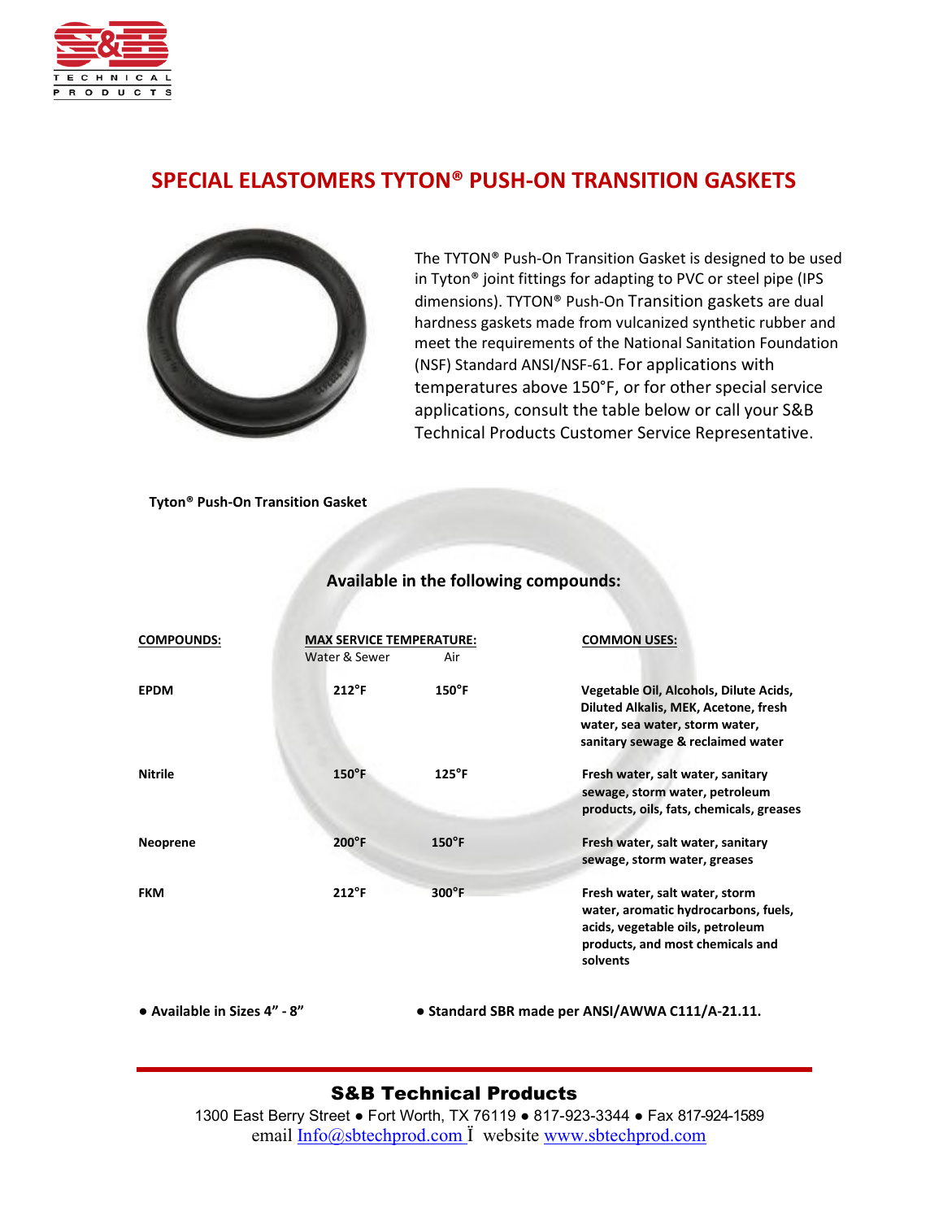# SPECIAL ELASTOMERS TYTON® PUSH-ON TRANSITION GASKETS

The TYTON® Push-On Transition Gasket is designed to be used in Tyton® joint fittings for adapting to PVC or steel pipe (IPS dimensions). TYTON® Push-On Transition gaskets are dual hardness gaskets made from vulcanized synthetic rubber and meet the requirements of the National Sanitation Foundation (NSF) Standard ANSI/NSF-61. For applications with temperatures above 150°F, or for other special service applications, consult the table below or call your S&B Technical Products Customer Service Representative.

**Tyton® Push-On Transition Gasket**

## Available in the following compounds:

| COMPOUNDS: | MAX SERVICE TEMPERATURE: | | COMMON USES: |
|---|---|---|---|
| | Water & Sewer | Air | |
| **EPDM** | **212°F** | **150°F** | **Vegetable Oil, Alcohols, Dilute Acids, Diluted Alkalis, MEK, Acetone, fresh water, sea water, storm water, sanitary sewage & reclaimed water** |
| **Nitrile** | **150°F** | **125°F** | **Fresh water, salt water, sanitary sewage, storm water, petroleum products, oils, fats, chemicals, greases** |
| **Neoprene** | **200°F** | **150°F** | **Fresh water, salt water, sanitary sewage, storm water, greases** |
| **FKM** | **212°F** | **300°F** | **Fresh water, salt water, storm water, aromatic hydrocarbons, fuels, acids, vegetable oils, petroleum products, and most chemicals and solvents** |

- **Available in Sizes 4" - 8"**
- **Standard SBR made per ANSI/AWWA C111/A-21.11.**

**S&B Technical Products**

1300 East Berry Street ● Fort Worth, TX 76119 ● 817-923-3344 ● Fax 817-924-1589
email Info@sbtechprod.com Ï website www.sbtechprod.com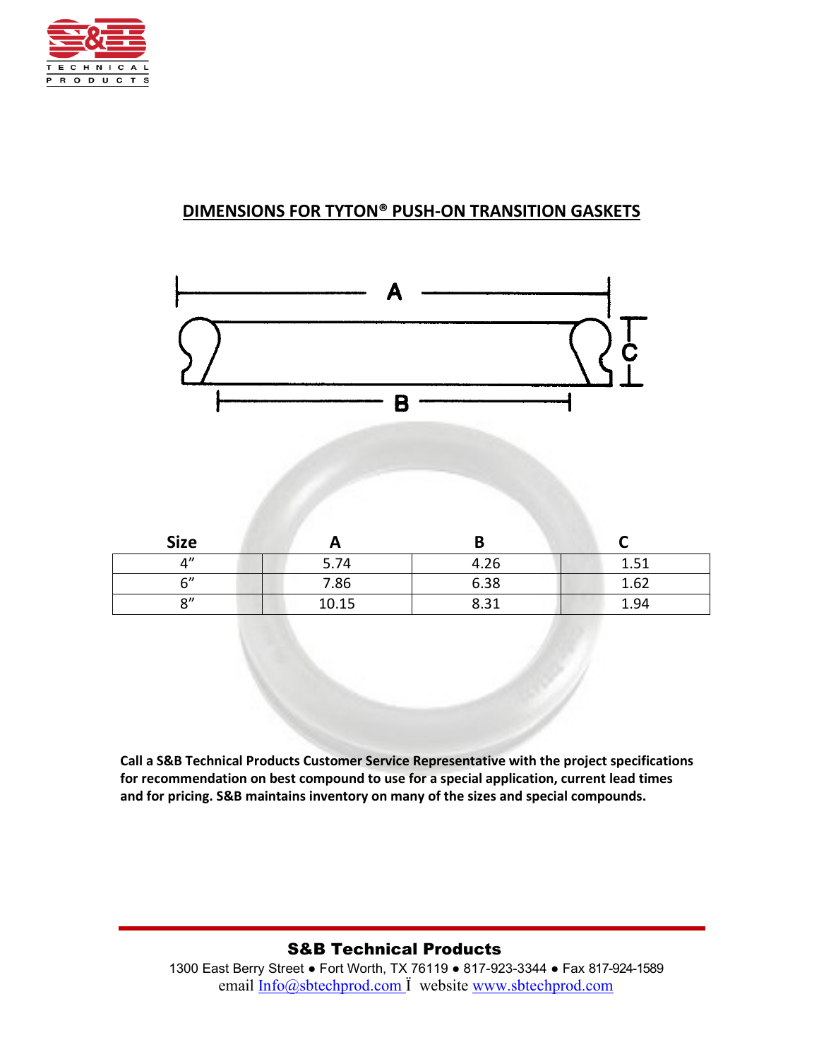## DIMENSIONS FOR TYTON® PUSH-ON TRANSITION GASKETS

A

C

B

| Size | A | B | C |
|---|---|---|---|
| 4" | 5.74 | 4.26 | 1.51 |
| 6" | 7.86 | 6.38 | 1.62 |
| 8" | 10.15 | 8.31 | 1.94 |

**Call a S&B Technical Products Customer Service Representative with the project specifications for recommendation on best compound to use for a special application, current lead times and for pricing. S&B maintains inventory on many of the sizes and special compounds.**

**S&B Technical Products**

1300 East Berry Street ● Fort Worth, TX 76119 ● 817-923-3344 ● Fax 817-924-1589

email Info@sbtechprod.com Ï website www.sbtechprod.com